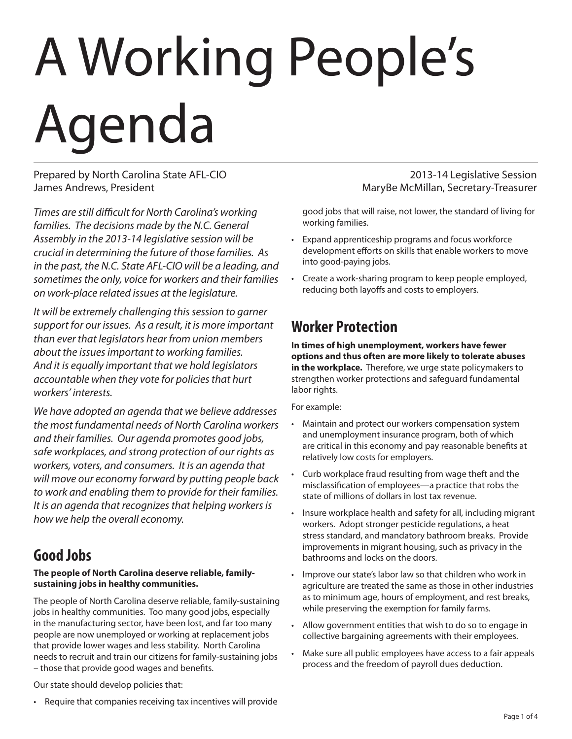# A Working People's Agenda

Prepared by North Carolina State AFL-CIO
James Andrews, President

2013-14 Legislative Session
MaryBe McMillan, Secretary-Treasurer

*Times are still difficult for North Carolina's working families. The decisions made by the N.C. General Assembly in the 2013-14 legislative session will be crucial in determining the future of those families. As in the past, the N.C. State AFL-CIO will be a leading, and sometimes the only, voice for workers and their families on work-place related issues at the legislature.*

*It will be extremely challenging this session to garner support for our issues. As a result, it is more important than ever that legislators hear from union members about the issues important to working families. And it is equally important that we hold legislators accountable when they vote for policies that hurt workers' interests.*

*We have adopted an agenda that we believe addresses the most fundamental needs of North Carolina workers and their families. Our agenda promotes good jobs, safe workplaces, and strong protection of our rights as workers, voters, and consumers. It is an agenda that will move our economy forward by putting people back to work and enabling them to provide for their families. It is an agenda that recognizes that helping workers is how we help the overall economy.*

## Good Jobs

**The people of North Carolina deserve reliable, family-sustaining jobs in healthy communities.**

The people of North Carolina deserve reliable, family-sustaining jobs in healthy communities. Too many good jobs, especially in the manufacturing sector, have been lost, and far too many people are now unemployed or working at replacement jobs that provide lower wages and less stability. North Carolina needs to recruit and train our citizens for family-sustaining jobs – those that provide good wages and benefits.

Our state should develop policies that:

- Require that companies receiving tax incentives will provide good jobs that will raise, not lower, the standard of living for working families.
- Expand apprenticeship programs and focus workforce development efforts on skills that enable workers to move into good-paying jobs.
- Create a work-sharing program to keep people employed, reducing both layoffs and costs to employers.

## Worker Protection

**In times of high unemployment, workers have fewer options and thus often are more likely to tolerate abuses in the workplace.** Therefore, we urge state policymakers to strengthen worker protections and safeguard fundamental labor rights.

For example:

- Maintain and protect our workers compensation system and unemployment insurance program, both of which are critical in this economy and pay reasonable benefits at relatively low costs for employers.
- Curb workplace fraud resulting from wage theft and the misclassification of employees—a practice that robs the state of millions of dollars in lost tax revenue.
- Insure workplace health and safety for all, including migrant workers. Adopt stronger pesticide regulations, a heat stress standard, and mandatory bathroom breaks. Provide improvements in migrant housing, such as privacy in the bathrooms and locks on the doors.
- Improve our state's labor law so that children who work in agriculture are treated the same as those in other industries as to minimum age, hours of employment, and rest breaks, while preserving the exemption for family farms.
- Allow government entities that wish to do so to engage in collective bargaining agreements with their employees.
- Make sure all public employees have access to a fair appeals process and the freedom of payroll dues deduction.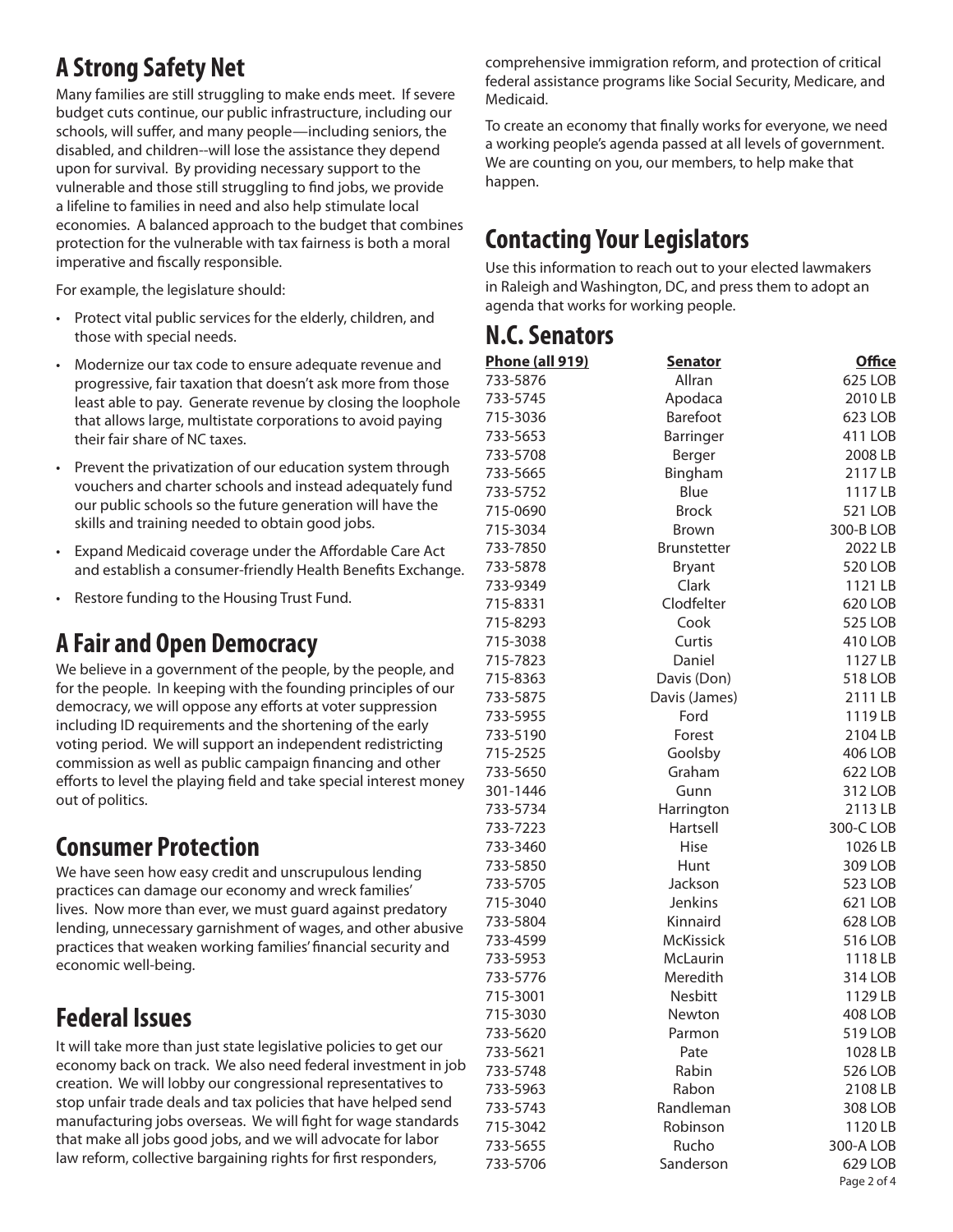## A Strong Safety Net

Many families are still struggling to make ends meet. If severe budget cuts continue, our public infrastructure, including our schools, will suffer, and many people—including seniors, the disabled, and children--will lose the assistance they depend upon for survival. By providing necessary support to the vulnerable and those still struggling to find jobs, we provide a lifeline to families in need and also help stimulate local economies. A balanced approach to the budget that combines protection for the vulnerable with tax fairness is both a moral imperative and fiscally responsible.

For example, the legislature should:

- Protect vital public services for the elderly, children, and those with special needs.
- Modernize our tax code to ensure adequate revenue and progressive, fair taxation that doesn't ask more from those least able to pay. Generate revenue by closing the loophole that allows large, multistate corporations to avoid paying their fair share of NC taxes.
- Prevent the privatization of our education system through vouchers and charter schools and instead adequately fund our public schools so the future generation will have the skills and training needed to obtain good jobs.
- Expand Medicaid coverage under the Affordable Care Act and establish a consumer-friendly Health Benefits Exchange.
- Restore funding to the Housing Trust Fund.

## A Fair and Open Democracy

We believe in a government of the people, by the people, and for the people. In keeping with the founding principles of our democracy, we will oppose any efforts at voter suppression including ID requirements and the shortening of the early voting period. We will support an independent redistricting commission as well as public campaign financing and other efforts to level the playing field and take special interest money out of politics.

## Consumer Protection

We have seen how easy credit and unscrupulous lending practices can damage our economy and wreck families' lives. Now more than ever, we must guard against predatory lending, unnecessary garnishment of wages, and other abusive practices that weaken working families' financial security and economic well-being.

## Federal Issues

It will take more than just state legislative policies to get our economy back on track. We also need federal investment in job creation. We will lobby our congressional representatives to stop unfair trade deals and tax policies that have helped send manufacturing jobs overseas. We will fight for wage standards that make all jobs good jobs, and we will advocate for labor law reform, collective bargaining rights for first responders, comprehensive immigration reform, and protection of critical federal assistance programs like Social Security, Medicare, and Medicaid.

To create an economy that finally works for everyone, we need a working people's agenda passed at all levels of government. We are counting on you, our members, to help make that happen.

## Contacting Your Legislators

Use this information to reach out to your elected lawmakers in Raleigh and Washington, DC, and press them to adopt an agenda that works for working people.

## N.C. Senators

| Phone (all 919) | Senator | Office |
|---|---|---|
| 733-5876 | Allran | 625 LOB |
| 733-5745 | Apodaca | 2010 LB |
| 715-3036 | Barefoot | 623 LOB |
| 733-5653 | Barringer | 411 LOB |
| 733-5708 | Berger | 2008 LB |
| 733-5665 | Bingham | 2117 LB |
| 733-5752 | Blue | 1117 LB |
| 715-0690 | Brock | 521 LOB |
| 715-3034 | Brown | 300-B LOB |
| 733-7850 | Brunstetter | 2022 LB |
| 733-5878 | Bryant | 520 LOB |
| 733-9349 | Clark | 1121 LB |
| 715-8331 | Clodfelter | 620 LOB |
| 715-8293 | Cook | 525 LOB |
| 715-3038 | Curtis | 410 LOB |
| 715-7823 | Daniel | 1127 LB |
| 715-8363 | Davis (Don) | 518 LOB |
| 733-5875 | Davis (James) | 2111 LB |
| 733-5955 | Ford | 1119 LB |
| 733-5190 | Forest | 2104 LB |
| 715-2525 | Goolsby | 406 LOB |
| 733-5650 | Graham | 622 LOB |
| 301-1446 | Gunn | 312 LOB |
| 733-5734 | Harrington | 2113 LB |
| 733-7223 | Hartsell | 300-C LOB |
| 733-3460 | Hise | 1026 LB |
| 733-5850 | Hunt | 309 LOB |
| 733-5705 | Jackson | 523 LOB |
| 715-3040 | Jenkins | 621 LOB |
| 733-5804 | Kinnaird | 628 LOB |
| 733-4599 | McKissick | 516 LOB |
| 733-5953 | McLaurin | 1118 LB |
| 733-5776 | Meredith | 314 LOB |
| 715-3001 | Nesbitt | 1129 LB |
| 715-3030 | Newton | 408 LOB |
| 733-5620 | Parmon | 519 LOB |
| 733-5621 | Pate | 1028 LB |
| 733-5748 | Rabin | 526 LOB |
| 733-5963 | Rabon | 2108 LB |
| 733-5743 | Randleman | 308 LOB |
| 715-3042 | Robinson | 1120 LB |
| 733-5655 | Rucho | 300-A LOB |
| 733-5706 | Sanderson | 629 LOB |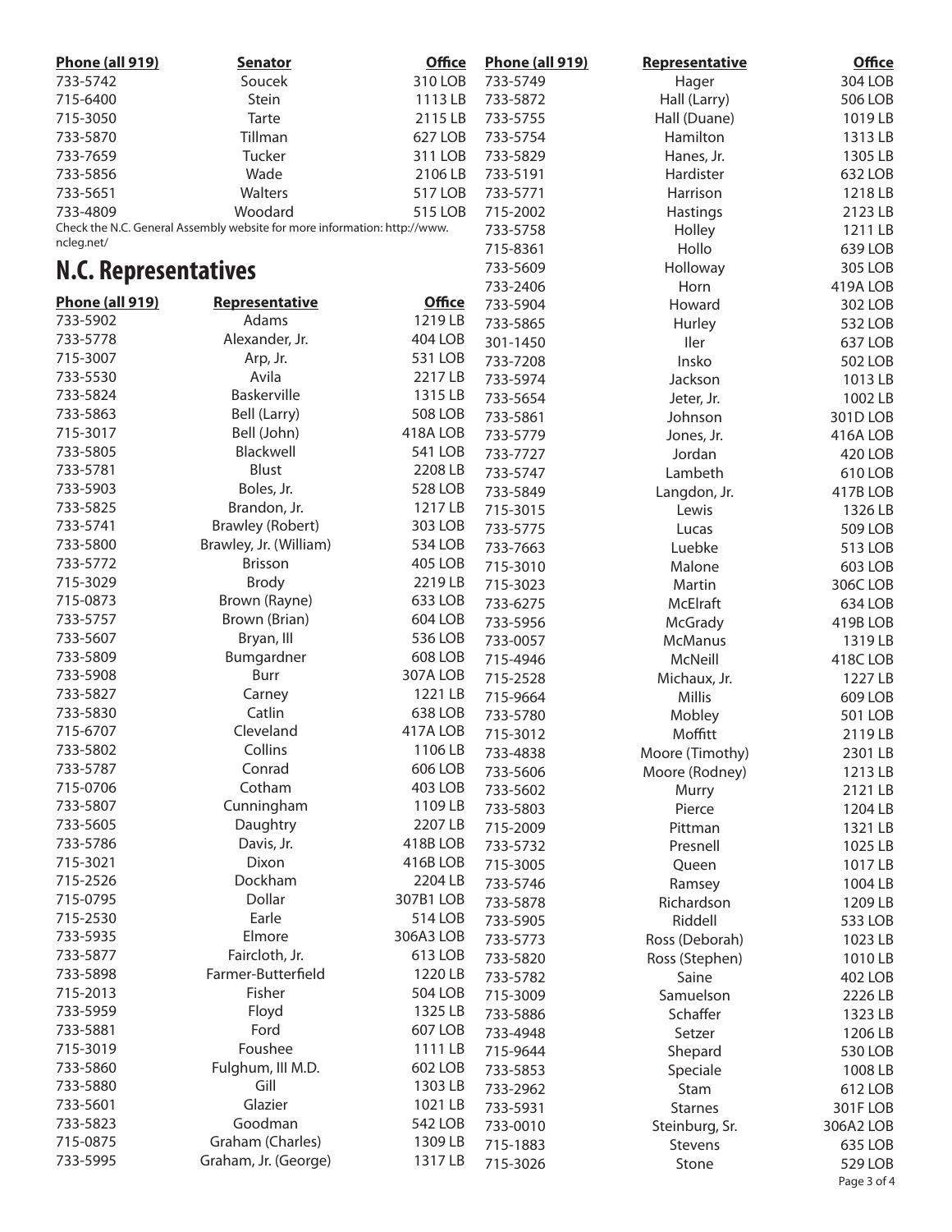| Phone (all 919) | Senator | Office |
|---|---|---|
| 733-5742 | Soucek | 310 LOB |
| 715-6400 | Stein | 1113 LB |
| 715-3050 | Tarte | 2115 LB |
| 733-5870 | Tillman | 627 LOB |
| 733-7659 | Tucker | 311 LOB |
| 733-5856 | Wade | 2106 LB |
| 733-5651 | Walters | 517 LOB |
| 733-4809 | Woodard | 515 LOB |

Check the N.C. General Assembly website for more information: http://www.ncleg.net/

## N.C. Representatives

| Phone (all 919) | Representative | Office |
|---|---|---|
| 733-5902 | Adams | 1219 LB |
| 733-5778 | Alexander, Jr. | 404 LOB |
| 715-3007 | Arp, Jr. | 531 LOB |
| 733-5530 | Avila | 2217 LB |
| 733-5824 | Baskerville | 1315 LB |
| 733-5863 | Bell (Larry) | 508 LOB |
| 715-3017 | Bell (John) | 418A LOB |
| 733-5805 | Blackwell | 541 LOB |
| 733-5781 | Blust | 2208 LB |
| 733-5903 | Boles, Jr. | 528 LOB |
| 733-5825 | Brandon, Jr. | 1217 LB |
| 733-5741 | Brawley (Robert) | 303 LOB |
| 733-5800 | Brawley, Jr. (William) | 534 LOB |
| 733-5772 | Brisson | 405 LOB |
| 715-3029 | Brody | 2219 LB |
| 715-0873 | Brown (Rayne) | 633 LOB |
| 733-5757 | Brown (Brian) | 604 LOB |
| 733-5607 | Bryan, III | 536 LOB |
| 733-5809 | Bumgardner | 608 LOB |
| 733-5908 | Burr | 307A LOB |
| 733-5827 | Carney | 1221 LB |
| 733-5830 | Catlin | 638 LOB |
| 715-6707 | Cleveland | 417A LOB |
| 733-5802 | Collins | 1106 LB |
| 733-5787 | Conrad | 606 LOB |
| 715-0706 | Cotham | 403 LOB |
| 733-5807 | Cunningham | 1109 LB |
| 733-5605 | Daughtry | 2207 LB |
| 733-5786 | Davis, Jr. | 418B LOB |
| 715-3021 | Dixon | 416B LOB |
| 715-2526 | Dockham | 2204 LB |
| 715-0795 | Dollar | 307B1 LOB |
| 715-2530 | Earle | 514 LOB |
| 733-5935 | Elmore | 306A3 LOB |
| 733-5877 | Faircloth, Jr. | 613 LOB |
| 733-5898 | Farmer-Butterfield | 1220 LB |
| 715-2013 | Fisher | 504 LOB |
| 733-5959 | Floyd | 1325 LB |
| 733-5881 | Ford | 607 LOB |
| 715-3019 | Foushee | 1111 LB |
| 733-5860 | Fulghum, III M.D. | 602 LOB |
| 733-5880 | Gill | 1303 LB |
| 733-5601 | Glazier | 1021 LB |
| 733-5823 | Goodman | 542 LOB |
| 715-0875 | Graham (Charles) | 1309 LB |
| 733-5995 | Graham, Jr. (George) | 1317 LB |
| 733-5749 | Hager | 304 LOB |
| 733-5872 | Hall (Larry) | 506 LOB |
| 733-5755 | Hall (Duane) | 1019 LB |
| 733-5754 | Hamilton | 1313 LB |
| 733-5829 | Hanes, Jr. | 1305 LB |
| 733-5191 | Hardister | 632 LOB |
| 733-5771 | Harrison | 1218 LB |
| 715-2002 | Hastings | 2123 LB |
| 733-5758 | Holley | 1211 LB |
| 715-8361 | Hollo | 639 LOB |
| 733-5609 | Holloway | 305 LOB |
| 733-2406 | Horn | 419A LOB |
| 733-5904 | Howard | 302 LOB |
| 733-5865 | Hurley | 532 LOB |
| 301-1450 | Iler | 637 LOB |
| 733-7208 | Insko | 502 LOB |
| 733-5974 | Jackson | 1013 LB |
| 733-5654 | Jeter, Jr. | 1002 LB |
| 733-5861 | Johnson | 301D LOB |
| 733-5779 | Jones, Jr. | 416A LOB |
| 733-7727 | Jordan | 420 LOB |
| 733-5747 | Lambeth | 610 LOB |
| 733-5849 | Langdon, Jr. | 417B LOB |
| 715-3015 | Lewis | 1326 LB |
| 733-5775 | Lucas | 509 LOB |
| 733-7663 | Luebke | 513 LOB |
| 715-3010 | Malone | 603 LOB |
| 715-3023 | Martin | 306C LOB |
| 733-6275 | McElraft | 634 LOB |
| 733-5956 | McGrady | 419B LOB |
| 733-0057 | McManus | 1319 LB |
| 715-4946 | McNeill | 418C LOB |
| 715-2528 | Michaux, Jr. | 1227 LB |
| 715-9664 | Millis | 609 LOB |
| 733-5780 | Mobley | 501 LOB |
| 715-3012 | Moffitt | 2119 LB |
| 733-4838 | Moore (Timothy) | 2301 LB |
| 733-5606 | Moore (Rodney) | 1213 LB |
| 733-5602 | Murry | 2121 LB |
| 733-5803 | Pierce | 1204 LB |
| 715-2009 | Pittman | 1321 LB |
| 733-5732 | Presnell | 1025 LB |
| 715-3005 | Queen | 1017 LB |
| 733-5746 | Ramsey | 1004 LB |
| 733-5878 | Richardson | 1209 LB |
| 733-5905 | Riddell | 533 LOB |
| 733-5773 | Ross (Deborah) | 1023 LB |
| 733-5820 | Ross (Stephen) | 1010 LB |
| 733-5782 | Saine | 402 LOB |
| 715-3009 | Samuelson | 2226 LB |
| 733-5886 | Schaffer | 1323 LB |
| 733-4948 | Setzer | 1206 LB |
| 715-9644 | Shepard | 530 LOB |
| 733-5853 | Speciale | 1008 LB |
| 733-2962 | Stam | 612 LOB |
| 733-5931 | Starnes | 301F LOB |
| 733-0010 | Steinburg, Sr. | 306A2 LOB |
| 715-1883 | Stevens | 635 LOB |
| 715-3026 | Stone | 529 LOB |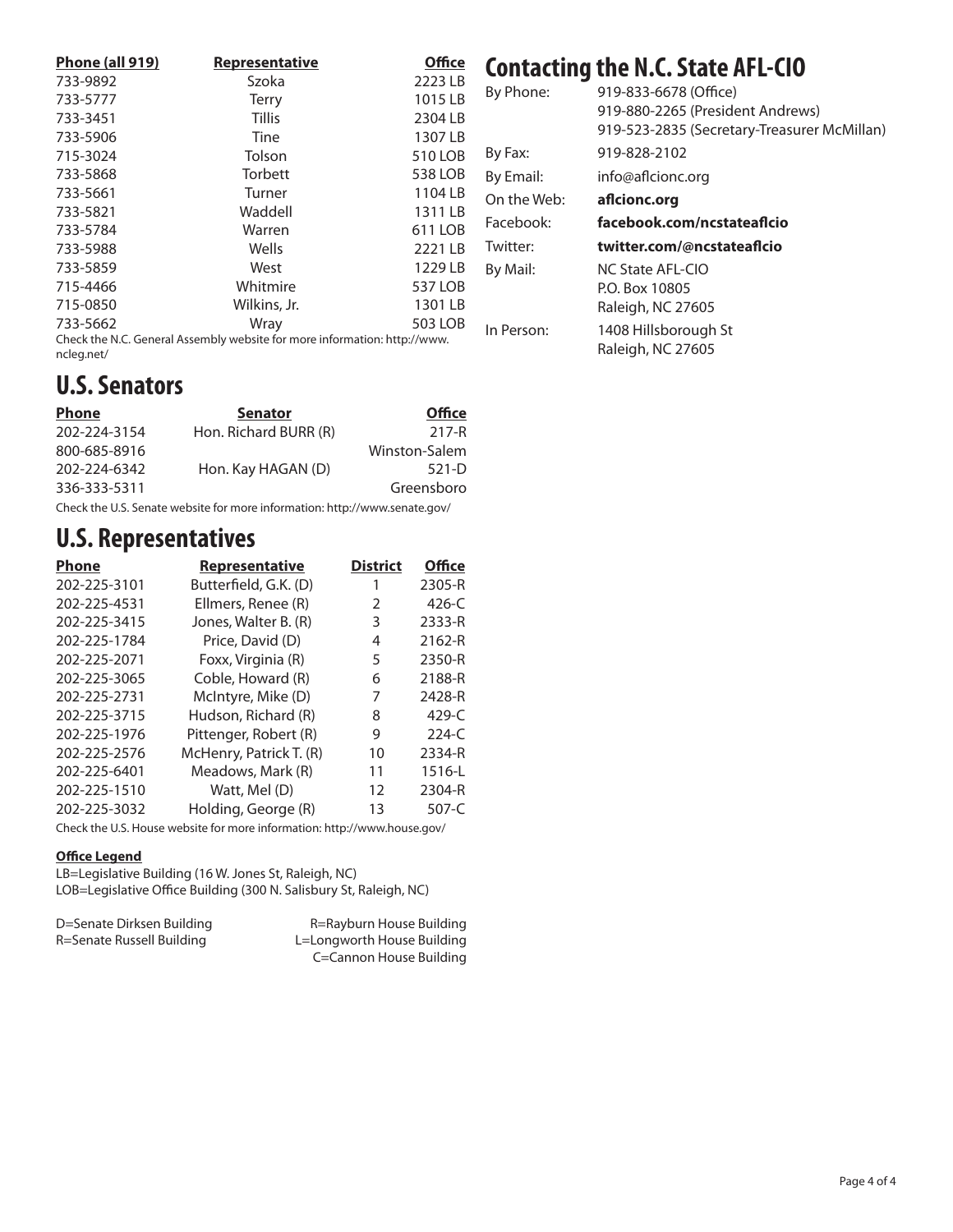| Phone (all 919) | Representative | Office |
| --- | --- | --- |
| 733-9892 | Szoka | 2223 LB |
| 733-5777 | Terry | 1015 LB |
| 733-3451 | Tillis | 2304 LB |
| 733-5906 | Tine | 1307 LB |
| 715-3024 | Tolson | 510 LOB |
| 733-5868 | Torbett | 538 LOB |
| 733-5661 | Turner | 1104 LB |
| 733-5821 | Waddell | 1311 LB |
| 733-5784 | Warren | 611 LOB |
| 733-5988 | Wells | 2221 LB |
| 733-5859 | West | 1229 LB |
| 715-4466 | Whitmire | 537 LOB |
| 715-0850 | Wilkins, Jr. | 1301 LB |
| 733-5662 | Wray | 503 LOB |

Check the N.C. General Assembly website for more information: http://www.ncleg.net/

# U.S. Senators

| Phone | Senator | Office |
| --- | --- | --- |
| 202-224-3154 | Hon. Richard BURR (R) | 217-R |
| 800-685-8916 | | Winston-Salem |
| 202-224-6342 | Hon. Kay HAGAN (D) | 521-D |
| 336-333-5311 | | Greensboro |

Check the U.S. Senate website for more information: http://www.senate.gov/

# U.S. Representatives

| Phone | Representative | District | Office |
| --- | --- | --- | --- |
| 202-225-3101 | Butterfield, G.K. (D) | 1 | 2305-R |
| 202-225-4531 | Ellmers, Renee (R) | 2 | 426-C |
| 202-225-3415 | Jones, Walter B. (R) | 3 | 2333-R |
| 202-225-1784 | Price, David (D) | 4 | 2162-R |
| 202-225-2071 | Foxx, Virginia (R) | 5 | 2350-R |
| 202-225-3065 | Coble, Howard (R) | 6 | 2188-R |
| 202-225-2731 | McIntyre, Mike (D) | 7 | 2428-R |
| 202-225-3715 | Hudson, Richard (R) | 8 | 429-C |
| 202-225-1976 | Pittenger, Robert (R) | 9 | 224-C |
| 202-225-2576 | McHenry, Patrick T. (R) | 10 | 2334-R |
| 202-225-6401 | Meadows, Mark (R) | 11 | 1516-L |
| 202-225-1510 | Watt, Mel (D) | 12 | 2304-R |
| 202-225-3032 | Holding, George (R) | 13 | 507-C |

Check the U.S. House website for more information: http://www.house.gov/

**Office Legend**

LB=Legislative Building (16 W. Jones St, Raleigh, NC)
LOB=Legislative Office Building (300 N. Salisbury St, Raleigh, NC)

D=Senate Dirksen Building
R=Senate Russell Building

R=Rayburn House Building
L=Longworth House Building
C=Cannon House Building

# Contacting the N.C. State AFL-CIO

| | |
| --- | --- |
| By Phone: | 919-833-6678 (Office)<br>919-880-2265 (President Andrews)<br>919-523-2835 (Secretary-Treasurer McMillan) |
| By Fax: | 919-828-2102 |
| By Email: | info@aflcionc.org |
| On the Web: | **aflcionc.org** |
| Facebook: | **facebook.com/ncstateaflcio** |
| Twitter: | **twitter.com/@ncstateaflcio** |
| By Mail: | NC State AFL-CIO<br>P.O. Box 10805<br>Raleigh, NC 27605 |
| In Person: | 1408 Hillsborough St<br>Raleigh, NC 27605 |